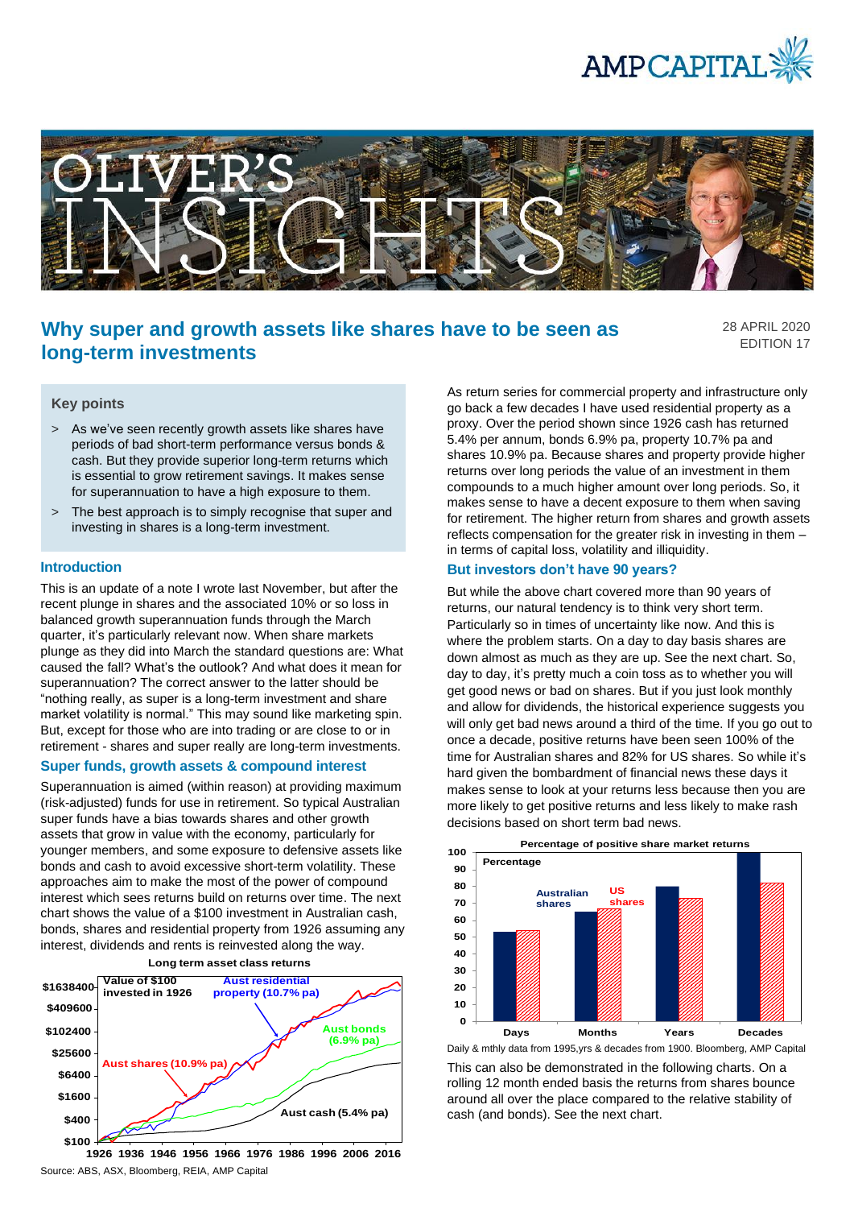# Why super and growth assets like shares have to be seen as long-term investments

28 APRIL 2020
EDITION 17

### Key points

> As we've seen recently growth assets like shares have periods of bad short-term performance versus bonds & cash. But they provide superior long-term returns which is essential to grow retirement savings. It makes sense for superannuation to have a high exposure to them.

> The best approach is to simply recognise that super and investing in shares is a long-term investment.

### Introduction

This is an update of a note I wrote last November, but after the recent plunge in shares and the associated 10% or so loss in balanced growth superannuation funds through the March quarter, it's particularly relevant now. When share markets plunge as they did into March the standard questions are: What caused the fall? What's the outlook? And what does it mean for superannuation? The correct answer to the latter should be "nothing really, as super is a long-term investment and share market volatility is normal." This may sound like marketing spin. But, except for those who are into trading or are close to or in retirement - shares and super really are long-term investments.

### Super funds, growth assets & compound interest

Superannuation is aimed (within reason) at providing maximum (risk-adjusted) funds for use in retirement. So typical Australian super funds have a bias towards shares and other growth assets that grow in value with the economy, particularly for younger members, and some exposure to defensive assets like bonds and cash to avoid excessive short-term volatility. These approaches aim to make the most of the power of compound interest which sees returns build on returns over time. The next chart shows the value of a $100 investment in Australian cash, bonds, shares and residential property from 1926 assuming any interest, dividends and rents is reinvested along the way.

**Long term asset class returns**

Value of $100 invested in 1926: Aust residential property (10.7% pa), Aust shares (10.9% pa), Aust bonds (6.9% pa), Aust cash (5.4% pa)

Source: ABS, ASX, Bloomberg, REIA, AMP Capital

As return series for commercial property and infrastructure only go back a few decades I have used residential property as a proxy. Over the period shown since 1926 cash has returned 5.4% per annum, bonds 6.9% pa, property 10.7% pa and shares 10.9% pa. Because shares and property provide higher returns over long periods the value of an investment in them compounds to a much higher amount over long periods. So, it makes sense to have a decent exposure to them when saving for retirement. The higher return from shares and growth assets reflects compensation for the greater risk in investing in them – in terms of capital loss, volatility and illiquidity.

### But investors don't have 90 years?

But while the above chart covered more than 90 years of returns, our natural tendency is to think very short term. Particularly so in times of uncertainty like now. And this is where the problem starts. On a day to day basis shares are down almost as much as they are up. See the next chart. So, day to day, it's pretty much a coin toss as to whether you will get good news or bad on shares. But if you just look monthly and allow for dividends, the historical experience suggests you will only get bad news around a third of the time. If you go out to once a decade, positive returns have been seen 100% of the time for Australian shares and 82% for US shares. So while it's hard given the bombardment of financial news these days it makes sense to look at your returns less because then you are more likely to get positive returns and less likely to make rash decisions based on short term bad news.

**Percentage of positive share market returns**

Australian shares, US shares — Days, Months, Years, Decades

Daily & mthly data from 1995,yrs & decades from 1900. Bloomberg, AMP Capital

This can also be demonstrated in the following charts. On a rolling 12 month ended basis the returns from shares bounce around all over the place compared to the relative stability of cash (and bonds). See the next chart.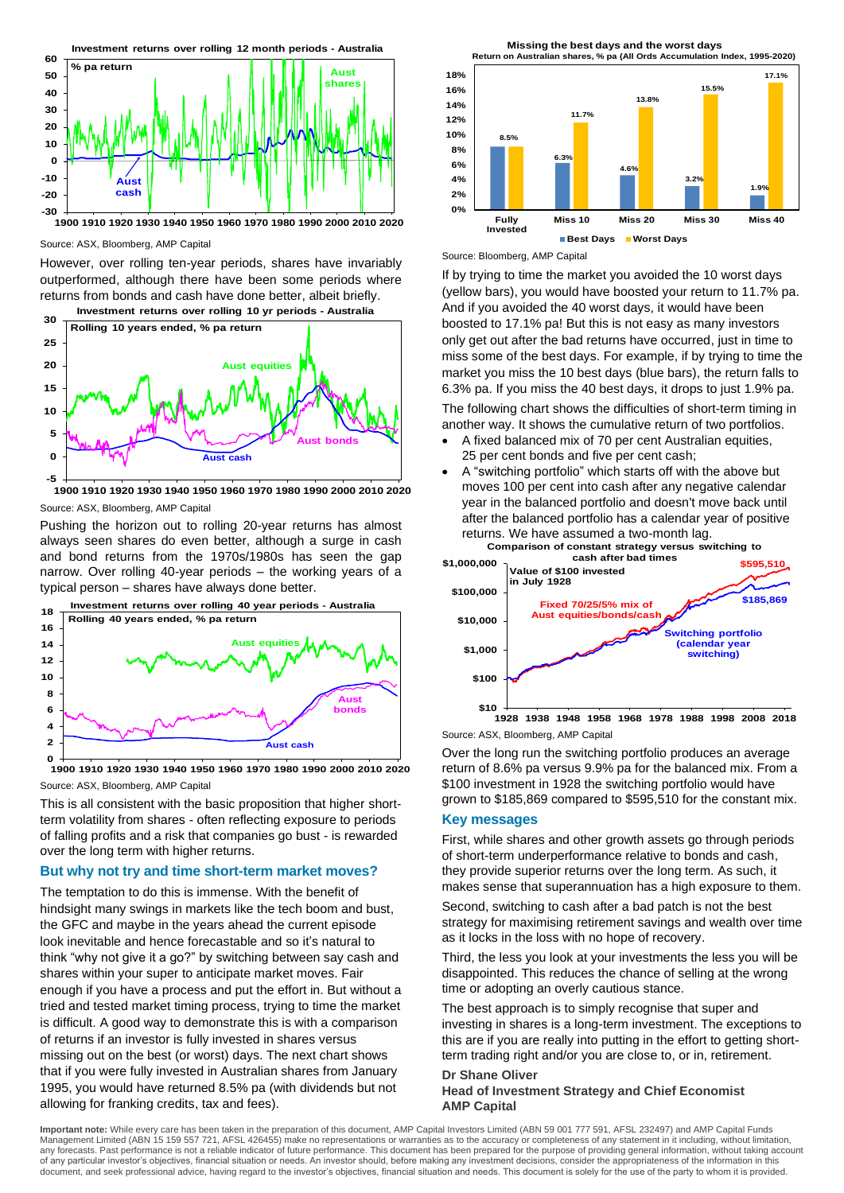Investment returns over rolling 12 month periods - Australia

60 50 40 30 20 10 0 -10 -20 -30

% pa return

Aust shares

Aust cash

1900 1910 1920 1930 1940 1950 1960 1970 1980 1990 2000 2010 2020

Source: ASX, Bloomberg, AMP Capital

However, over rolling ten-year periods, shares have invariably outperformed, although there have been some periods where returns from bonds and cash have done better, albeit briefly.

Investment returns over rolling 10 yr periods - Australia

30 25 20 15 10 5 0 -5

Rolling 10 years ended, % pa return

Aust equities

Aust bonds

Aust cash

1900 1910 1920 1930 1940 1950 1960 1970 1980 1990 2000 2010 2020

Source: ASX, Bloomberg, AMP Capital

Pushing the horizon out to rolling 20-year returns has almost always seen shares do even better, although a surge in cash and bond returns from the 1970s/1980s has seen the gap narrow. Over rolling 40-year periods – the working years of a typical person – shares have always done better.

Investment returns over rolling 40 year periods - Australia

18 16 14 12 10 8 6 4 2 0

Rolling 40 years ended, % pa return

Aust equities

Aust bonds

Aust cash

1900 1910 1920 1930 1940 1950 1960 1970 1980 1990 2000 2010 2020

Source: ASX, Bloomberg, AMP Capital

This is all consistent with the basic proposition that higher short-term volatility from shares - often reflecting exposure to periods of falling profits and a risk that companies go bust - is rewarded over the long term with higher returns.

## But why not try and time short-term market moves?

The temptation to do this is immense. With the benefit of hindsight many swings in markets like the tech boom and bust, the GFC and maybe in the years ahead the current episode look inevitable and hence forecastable and so it's natural to think "why not give it a go?" by switching between say cash and shares within your super to anticipate market moves. Fair enough if you have a process and put the effort in. But without a tried and tested market timing process, trying to time the market is difficult. A good way to demonstrate this is with a comparison of returns if an investor is fully invested in shares versus missing out on the best (or worst) days. The next chart shows that if you were fully invested in Australian shares from January 1995, you would have returned 8.5% pa (with dividends but not allowing for franking credits, tax and fees).

Missing the best days and the worst days

Return on Australian shares, % pa (All Ords Accumulation Index, 1995-2020)

18% 16% 14% 12% 10% 8% 6% 4% 2% 0%

8.5% 8.5% 6.3% 11.7% 4.6% 13.8% 3.2% 15.5% 1.9% 17.1%

Fully Invested | Miss 10 | Miss 20 | Miss 30 | Miss 40

Best Days | Worst Days

Source: Bloomberg, AMP Capital

If by trying to time the market you avoided the 10 worst days (yellow bars), you would have boosted your return to 11.7% pa. And if you avoided the 40 worst days, it would have been boosted to 17.1% pa! But this is not easy as many investors only get out after the bad returns have occurred, just in time to miss some of the best days. For example, if by trying to time the market you miss the 10 best days (blue bars), the return falls to 6.3% pa. If you miss the 40 best days, it drops to just 1.9% pa.

The following chart shows the difficulties of short-term timing in another way. It shows the cumulative return of two portfolios.

- A fixed balanced mix of 70 per cent Australian equities, 25 per cent bonds and five per cent cash;
- A "switching portfolio" which starts off with the above but moves 100 per cent into cash after any negative calendar year in the balanced portfolio and doesn't move back until after the balanced portfolio has a calendar year of positive returns. We have assumed a two-month lag.

Comparison of constant strategy versus switching to cash after bad times

$1,000,000 $100,000 $10,000 $1,000 $100 $10

Value of $100 invested in July 1928

$595,510

$185,869

Fixed 70/25/5% mix of Aust equities/bonds/cash

Switching portfolio (calendar year switching)

1928 1938 1948 1958 1968 1978 1988 1998 2008 2018

Source: ASX, Bloomberg, AMP Capital

Over the long run the switching portfolio produces an average return of 8.6% pa versus 9.9% pa for the balanced mix. From a $100 investment in 1928 the switching portfolio would have grown to $185,869 compared to $595,510 for the constant mix.

## Key messages

First, while shares and other growth assets go through periods of short-term underperformance relative to bonds and cash, they provide superior returns over the long term. As such, it makes sense that superannuation has a high exposure to them.

Second, switching to cash after a bad patch is not the best strategy for maximising retirement savings and wealth over time as it locks in the loss with no hope of recovery.

Third, the less you look at your investments the less you will be disappointed. This reduces the chance of selling at the wrong time or adopting an overly cautious stance.

The best approach is to simply recognise that super and investing in shares is a long-term investment. The exceptions to this are if you are really into putting in the effort to getting short-term trading right and/or you are close to, or in, retirement.

**Dr Shane Oliver**
**Head of Investment Strategy and Chief Economist**
**AMP Capital**

**Important note:** While every care has been taken in the preparation of this document, AMP Capital Investors Limited (ABN 59 001 777 591, AFSL 232497) and AMP Capital Funds Management Limited (ABN 15 159 557 721, AFSL 426455) make no representations or warranties as to the accuracy or completeness of any statement in it including, without limitation, any forecasts. Past performance is not a reliable indicator of future performance. This document has been prepared for the purpose of providing general information, without taking account of any particular investor's objectives, financial situation or needs. An investor should, before making any investment decisions, consider the appropriateness of the information in this document, and seek professional advice, having regard to the investor's objectives, financial situation and needs. This document is solely for the use of the party to whom it is provided.